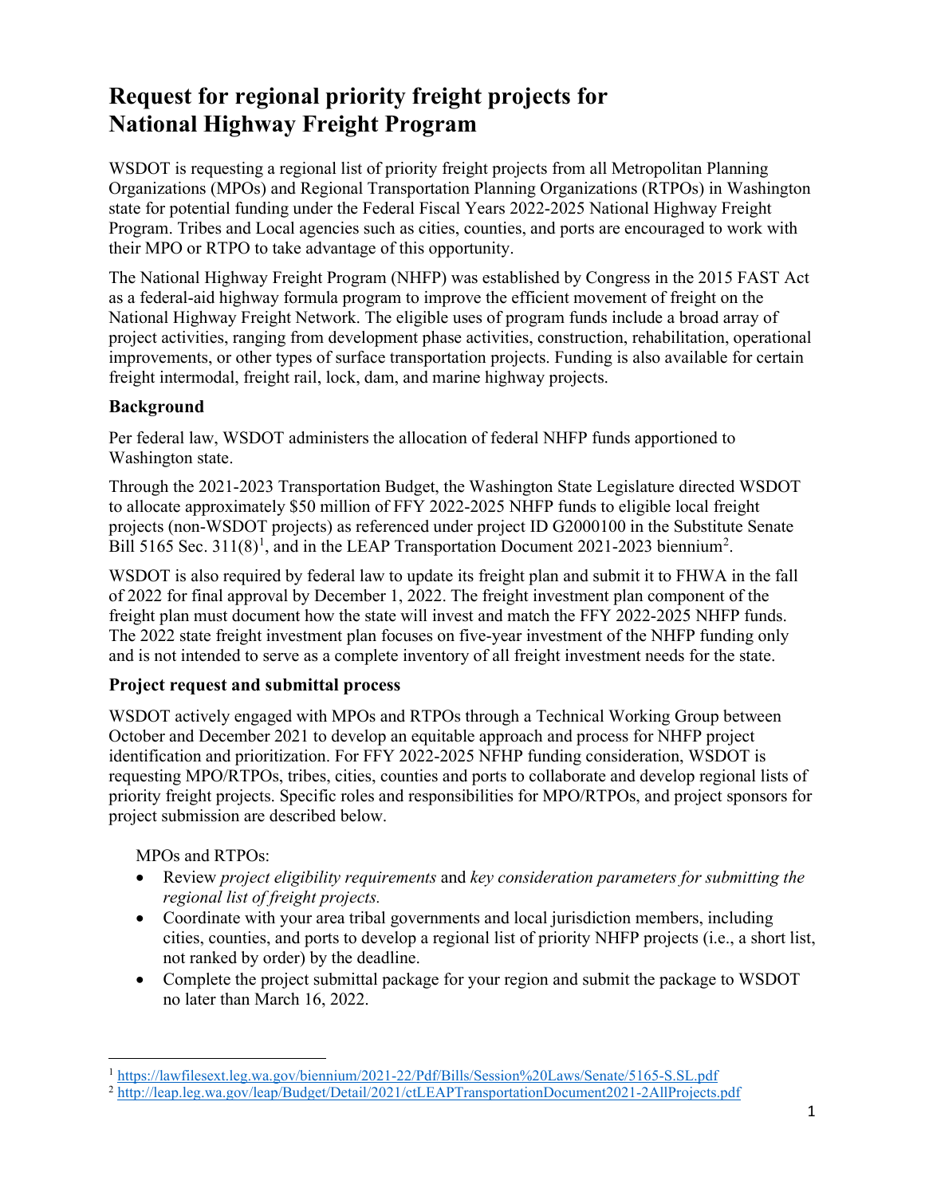# Request for regional priority freight projects for National Highway Freight Program

WSDOT is requesting a regional list of priority freight projects from all Metropolitan Planning Organizations (MPOs) and Regional Transportation Planning Organizations (RTPOs) in Washington state for potential funding under the Federal Fiscal Years 2022-2025 National Highway Freight Program. Tribes and Local agencies such as cities, counties, and ports are encouraged to work with their MPO or RTPO to take advantage of this opportunity.

The National Highway Freight Program (NHFP) was established by Congress in the 2015 FAST Act as a federal-aid highway formula program to improve the efficient movement of freight on the National Highway Freight Network. The eligible uses of program funds include a broad array of project activities, ranging from development phase activities, construction, rehabilitation, operational improvements, or other types of surface transportation projects. Funding is also available for certain freight intermodal, freight rail, lock, dam, and marine highway projects.

## Background

Per federal law, WSDOT administers the allocation of federal NHFP funds apportioned to Washington state.

Through the 2021-2023 Transportation Budget, the Washington State Legislature directed WSDOT to allocate approximately $50 million of FFY 2022-2025 NHFP funds to eligible local freight projects (non-WSDOT projects) as referenced under project ID G2000100 in the Substitute Senate Bill 5165 Sec. 311(8)[1], and in the LEAP Transportation Document 2021-2023 biennium[2].

WSDOT is also required by federal law to update its freight plan and submit it to FHWA in the fall of 2022 for final approval by December 1, 2022. The freight investment plan component of the freight plan must document how the state will invest and match the FFY 2022-2025 NHFP funds. The 2022 state freight investment plan focuses on five-year investment of the NHFP funding only and is not intended to serve as a complete inventory of all freight investment needs for the state.

## Project request and submittal process

WSDOT actively engaged with MPOs and RTPOs through a Technical Working Group between October and December 2021 to develop an equitable approach and process for NHFP project identification and prioritization. For FFY 2022-2025 NFHP funding consideration, WSDOT is requesting MPO/RTPOs, tribes, cities, counties and ports to collaborate and develop regional lists of priority freight projects. Specific roles and responsibilities for MPO/RTPOs, and project sponsors for project submission are described below.

MPOs and RTPOs:

- Review *project eligibility requirements* and *key consideration parameters for submitting the regional list of freight projects.*
- Coordinate with your area tribal governments and local jurisdiction members, including cities, counties, and ports to develop a regional list of priority NHFP projects (i.e., a short list, not ranked by order) by the deadline.
- Complete the project submittal package for your region and submit the package to WSDOT no later than March 16, 2022.

---

[1] https://lawfilesext.leg.wa.gov/biennium/2021-22/Pdf/Bills/Session%20Laws/Senate/5165-S.SL.pdf

[2] http://leap.leg.wa.gov/leap/Budget/Detail/2021/ctLEAPTransportationDocument2021-2AllProjects.pdf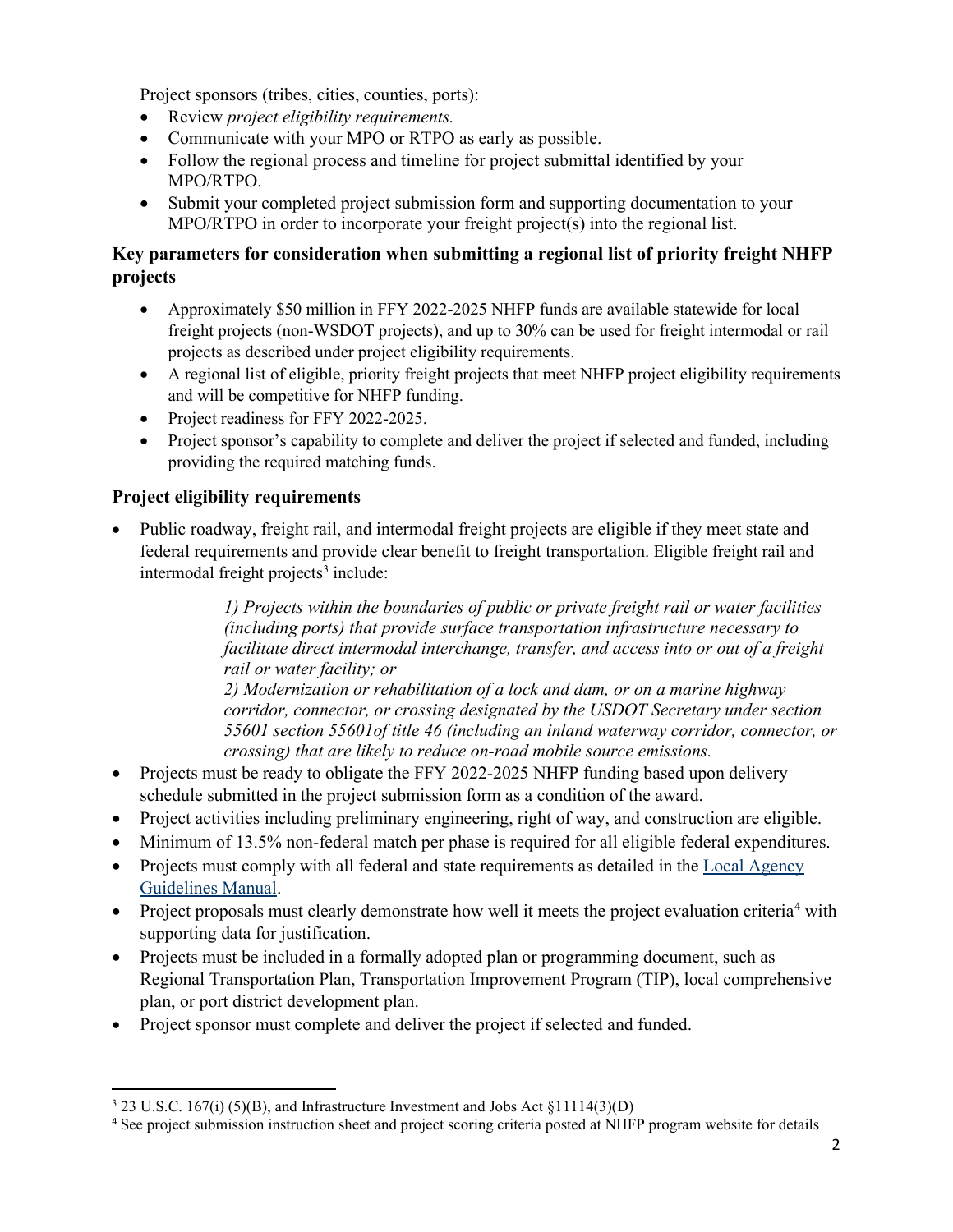Project sponsors (tribes, cities, counties, ports):

- Review *project eligibility requirements.*
- Communicate with your MPO or RTPO as early as possible.
- Follow the regional process and timeline for project submittal identified by your MPO/RTPO.
- Submit your completed project submission form and supporting documentation to your MPO/RTPO in order to incorporate your freight project(s) into the regional list.

### Key parameters for consideration when submitting a regional list of priority freight NHFP projects

- Approximately $50 million in FFY 2022-2025 NHFP funds are available statewide for local freight projects (non-WSDOT projects), and up to 30% can be used for freight intermodal or rail projects as described under project eligibility requirements.
- A regional list of eligible, priority freight projects that meet NHFP project eligibility requirements and will be competitive for NHFP funding.
- Project readiness for FFY 2022-2025.
- Project sponsor's capability to complete and deliver the project if selected and funded, including providing the required matching funds.

### Project eligibility requirements

- Public roadway, freight rail, and intermodal freight projects are eligible if they meet state and federal requirements and provide clear benefit to freight transportation. Eligible freight rail and intermodal freight projects[3] include:

  > *1) Projects within the boundaries of public or private freight rail or water facilities (including ports) that provide surface transportation infrastructure necessary to facilitate direct intermodal interchange, transfer, and access into or out of a freight rail or water facility; or*
  >
  > *2) Modernization or rehabilitation of a lock and dam, or on a marine highway corridor, connector, or crossing designated by the USDOT Secretary under section 55601 section 55601of title 46 (including an inland waterway corridor, connector, or crossing) that are likely to reduce on-road mobile source emissions.*

- Projects must be ready to obligate the FFY 2022-2025 NHFP funding based upon delivery schedule submitted in the project submission form as a condition of the award.
- Project activities including preliminary engineering, right of way, and construction are eligible.
- Minimum of 13.5% non-federal match per phase is required for all eligible federal expenditures.
- Projects must comply with all federal and state requirements as detailed in the [Local Agency Guidelines Manual](Local Agency Guidelines Manual).
- Project proposals must clearly demonstrate how well it meets the project evaluation criteria[4] with supporting data for justification.
- Projects must be included in a formally adopted plan or programming document, such as Regional Transportation Plan, Transportation Improvement Program (TIP), local comprehensive plan, or port district development plan.
- Project sponsor must complete and deliver the project if selected and funded.

---

[3] 23 U.S.C. 167(i) (5)(B), and Infrastructure Investment and Jobs Act §11114(3)(D)

[4] See project submission instruction sheet and project scoring criteria posted at NHFP program website for details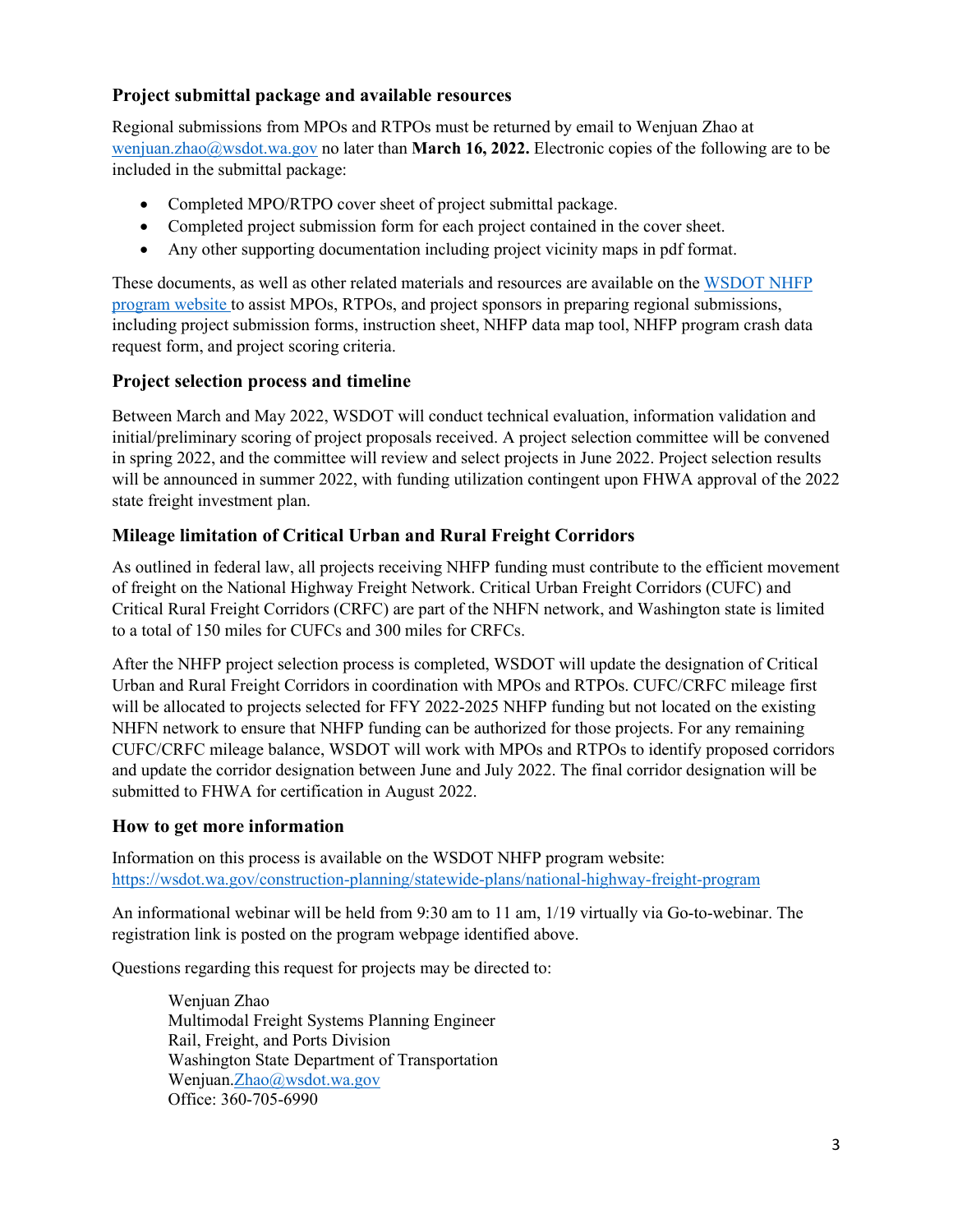### Project submittal package and available resources

Regional submissions from MPOs and RTPOs must be returned by email to Wenjuan Zhao at wenjuan.zhao@wsdot.wa.gov no later than **March 16, 2022.** Electronic copies of the following are to be included in the submittal package:

- Completed MPO/RTPO cover sheet of project submittal package.
- Completed project submission form for each project contained in the cover sheet.
- Any other supporting documentation including project vicinity maps in pdf format.

These documents, as well as other related materials and resources are available on the WSDOT NHFP program website to assist MPOs, RTPOs, and project sponsors in preparing regional submissions, including project submission forms, instruction sheet, NHFP data map tool, NHFP program crash data request form, and project scoring criteria.

### Project selection process and timeline

Between March and May 2022, WSDOT will conduct technical evaluation, information validation and initial/preliminary scoring of project proposals received. A project selection committee will be convened in spring 2022, and the committee will review and select projects in June 2022. Project selection results will be announced in summer 2022, with funding utilization contingent upon FHWA approval of the 2022 state freight investment plan.

### Mileage limitation of Critical Urban and Rural Freight Corridors

As outlined in federal law, all projects receiving NHFP funding must contribute to the efficient movement of freight on the National Highway Freight Network. Critical Urban Freight Corridors (CUFC) and Critical Rural Freight Corridors (CRFC) are part of the NHFN network, and Washington state is limited to a total of 150 miles for CUFCs and 300 miles for CRFCs.

After the NHFP project selection process is completed, WSDOT will update the designation of Critical Urban and Rural Freight Corridors in coordination with MPOs and RTPOs. CUFC/CRFC mileage first will be allocated to projects selected for FFY 2022-2025 NHFP funding but not located on the existing NHFN network to ensure that NHFP funding can be authorized for those projects. For any remaining CUFC/CRFC mileage balance, WSDOT will work with MPOs and RTPOs to identify proposed corridors and update the corridor designation between June and July 2022. The final corridor designation will be submitted to FHWA for certification in August 2022.

### How to get more information

Information on this process is available on the WSDOT NHFP program website: https://wsdot.wa.gov/construction-planning/statewide-plans/national-highway-freight-program

An informational webinar will be held from 9:30 am to 11 am, 1/19 virtually via Go-to-webinar. The registration link is posted on the program webpage identified above.

Questions regarding this request for projects may be directed to:

Wenjuan Zhao
Multimodal Freight Systems Planning Engineer
Rail, Freight, and Ports Division
Washington State Department of Transportation
Wenjuan.Zhao@wsdot.wa.gov
Office: 360-705-6990